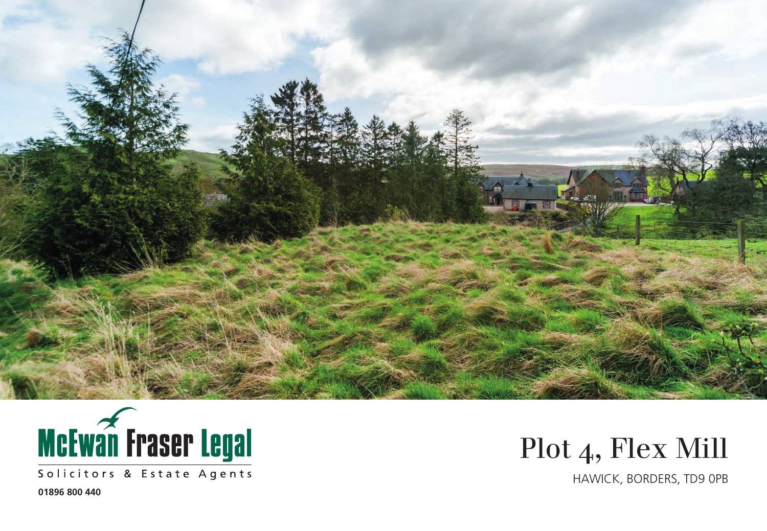McEwan Fraser Legal

Solicitors & Estate Agents

01896 800 440

# Plot 4, Flex Mill

HAWICK, BORDERS, TD9 0PB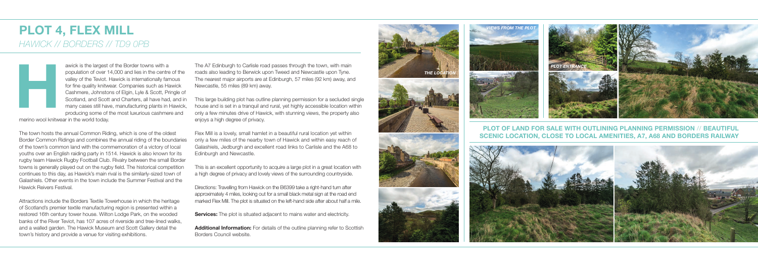# PLOT 4, FLEX MILL

*HAWICK // BORDERS // TD9 0PB*

Hawick is the largest of the Border towns with a population of over 14,000 and lies in the centre of the valley of the Teviot. Hawick is internationally famous for fine quality knitwear. Companies such as Hawick Cashmere, Johnstons of Elgin, Lyle & Scott, Pringle of Scotland, and Scott and Charters, all have had, and in many cases still have, manufacturing plants in Hawick, producing some of the most luxurious cashmere and merino wool knitwear in the world today.

The town hosts the annual Common Riding, which is one of the oldest Border Common Ridings and combines the annual riding of the boundaries of the town's common land with the commemoration of a victory of local youths over an English raiding party in 1514. Hawick is also known for its rugby team Hawick Rugby Football Club. Rivalry between the small Border towns is generally played out on the rugby field. The historical competition continues to this day, as Hawick's main rival is the similarly-sized town of Galashiels. Other events in the town include the Summer Festival and the Hawick Reivers Festival.

Attractions include the Borders Textile Towerhouse in which the heritage of Scotland's premier textile manufacturing region is presented within a restored 16th century tower house. Wilton Lodge Park, on the wooded banks of the River Teviot, has 107 acres of riverside and tree-lined walks, and a walled garden. The Hawick Museum and Scott Gallery detail the town's history and provide a venue for visiting exhibitions.

The A7 Edinburgh to Carlisle road passes through the town, with main roads also leading to Berwick upon Tweed and Newcastle upon Tyne. The nearest major airports are at Edinburgh, 57 miles (92 km) away, and Newcastle, 55 miles (89 km) away.

This large building plot has outline planning permission for a secluded single house and is set in a tranquil and rural, yet highly accessible location within only a few minutes drive of Hawick, with stunning views, the property also enjoys a high degree of privacy.

Flex Mill is a lovely, small hamlet in a beautiful rural location yet within only a few miles of the nearby town of Hawick and within easy reach of Galashiels, Jedburgh and excellent road links to Carlisle and the A68 to Edinburgh and Newcastle.

This is an excellent opportunity to acquire a large plot in a great location with a high degree of privacy and lovely views of the surrounding countryside.

Directions: Travelling from Hawick on the B6399 take a right-hand turn after approximately 4 miles, looking out for a small black metal sign at the road end marked Flex Mill. The plot is situated on the left-hand side after about half a mile.

**Services:** The plot is situated adjacent to mains water and electricity.

**Additional Information:** For details of the outline planning refer to Scottish Borders Council website.

*THE LOCATION*

*VIEWS FROM THE PLOT*

*PLOT ENTRANCE*

## PLOT OF LAND FOR SALE WITH OUTLINING PLANNING PERMISSION // BEAUTIFUL SCENIC LOCATION, CLOSE TO LOCAL AMENITIES, A7, A68 AND BORDERS RAILWAY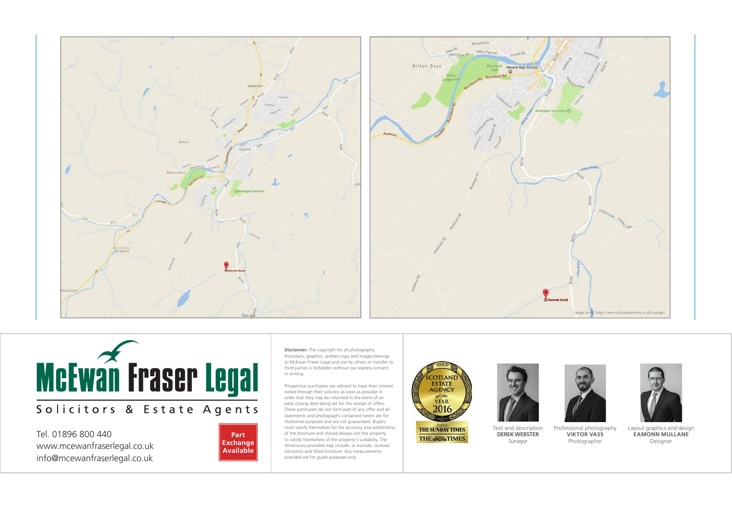Image credit: https://www.ordnancesurvey.co.uk/osmaps/

# McEwan Fraser Legal

Solicitors & Estate Agents

Tel. 01896 800 440
www.mcewanfraserlegal.co.uk
info@mcewanfraserlegal.co.uk

**Part Exchange Available**

**Disclaimer:** The copyright for all photographs, floorplans, graphics, written copy and images belongs to McEwan Fraser Legal and use by others or transfer to third parties is forbidden without our express consent in writing.

Prospective purchasers are advised to have their interest noted through their solicitor as soon as possible in order that they may be informed in the event of an early closing date being set for the receipt of offers. These particulars do not form part of any offer and all statements and photographs contained herein are for illustrative purposes and are not guaranteed. Buyers must satisfy themselves for the accuracy and authenticity of the brochure and should always visit the property to satisfy themselves of the property's suitability. The dimensions provided may include, or exclude, recesses intrusions and fitted furniture. Any measurements provided are for guide purposes only.

GOLD SCOTLAND ESTATE AGENCY of the YEAR 2016 THE SUNDAY TIMES THE TIMES

Text and description
**DEREK WEBSTER**
Surveyor

Professional photography
**VIKTOR VASS**
Photographer

Layout graphics and design
**EAMONN MULLANE**
Designer